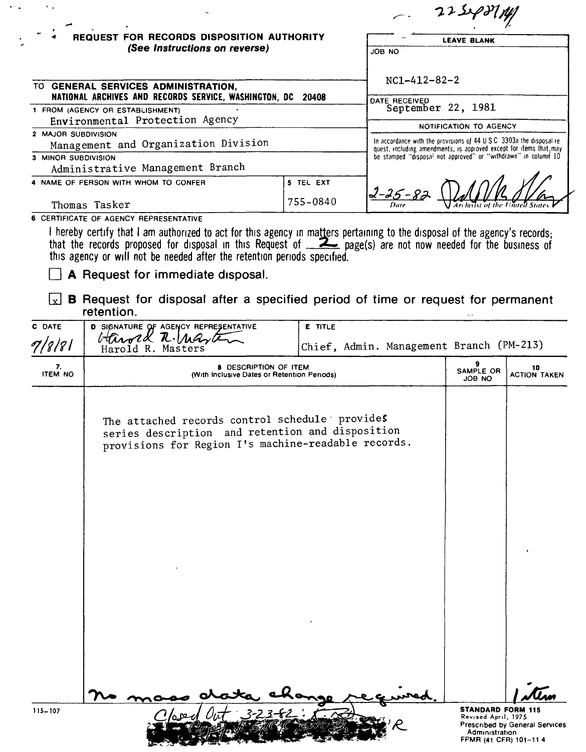22 Sept 1981

# REQUEST FOR RECORDS DISPOSITION AUTHORITY
*(See Instructions on reverse)*

| LEAVE BLANK |
|---|
| JOB NO<br>NC1-412-82-2 |
| DATE RECEIVED<br>September 22, 1981 |
| NOTIFICATION TO AGENCY |
| In accordance with the provisions of 44 U S C 3303a the disposal request, including amendments, is approved except for items that may be stamped "disposal not approved" or "withdrawn" in column 10 |
| 2-25-82 — Date — [signature] Archivist of the United States |

TO **GENERAL SERVICES ADMINISTRATION, NATIONAL ARCHIVES AND RECORDS SERVICE, WASHINGTON, DC 20408**

1 FROM (AGENCY OR ESTABLISHMENT)
Environmental Protection Agency

2 MAJOR SUBDIVISION
Management and Organization Division

3 MINOR SUBDIVISION
Administrative Management Branch

4 NAME OF PERSON WITH WHOM TO CONFER
Thomas Tasker

5 TEL EXT
755-0840

6 CERTIFICATE OF AGENCY REPRESENTATIVE

I hereby certify that I am authorized to act for this agency in matters pertaining to the disposal of the agency's records; that the records proposed for disposal in this Request of 2 page(s) are not now needed for the business of this agency or will not be needed after the retention periods specified.

☐ **A** Request for immediate disposal.

☒ **B** Request for disposal after a specified period of time or request for permanent retention.

| C DATE | D SIGNATURE OF AGENCY REPRESENTATIVE | E TITLE |
|---|---|---|
| 7/8/81 | [signature] Harold R. Masters | Chief, Admin. Management Branch (PM-213) |

| 7. ITEM NO | 8 DESCRIPTION OF ITEM (With Inclusive Dates or Retention Periods) | 9 SAMPLE OR JOB NO | 10 ACTION TAKEN |
|---|---|---|---|
| | The attached records control schedule provides series description and retention and disposition provisions for Region I's machine-readable records. | | |
| | No mass data change required. | | 1 item |

Closed Out 3-23-82

115-107

**STANDARD FORM 115**
Revised April, 1975
Prescribed by General Services Administration
FPMR (41 CFR) 101-11 4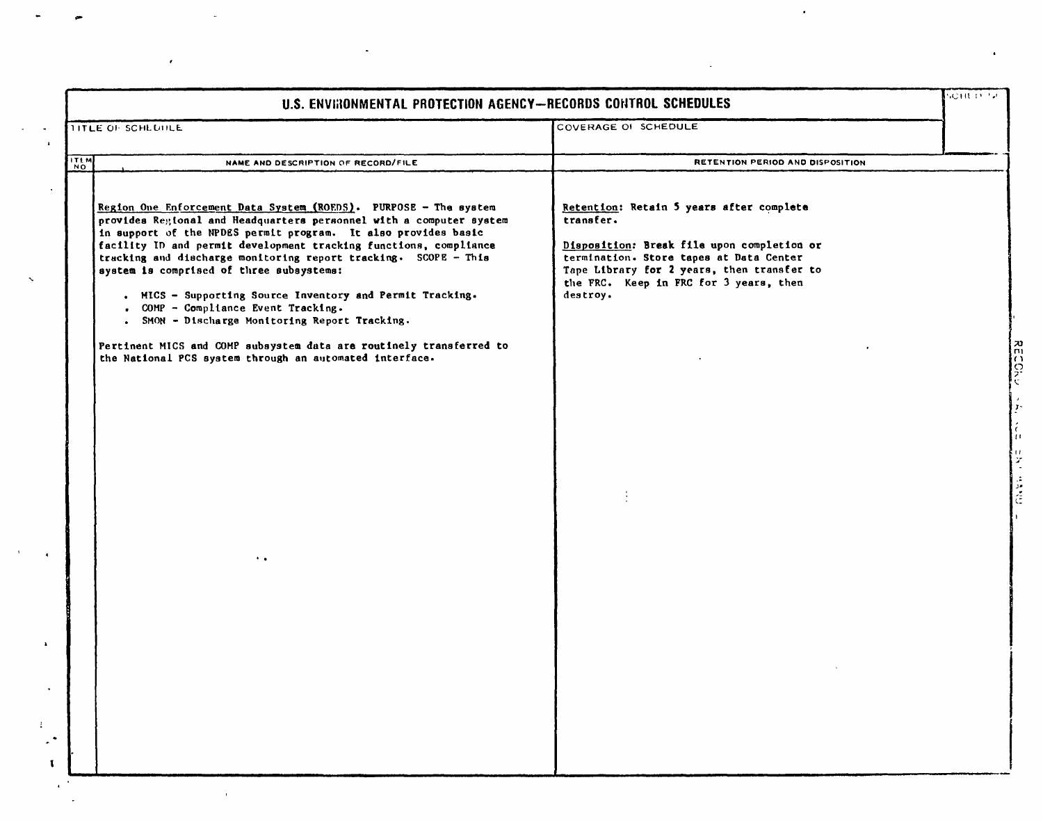# U.S. ENVIRONMENTAL PROTECTION AGENCY—RECORDS CONTROL SCHEDULES

| TITLE OF SCHEDULE | COVERAGE OF SCHEDULE |
|---|---|
| | |

| ITEM NO | NAME AND DESCRIPTION OF RECORD/FILE | RETENTION PERIOD AND DISPOSITION |
|---|---|---|
| | <u>Region One Enforcement Data System (ROEDS)</u>. PURPOSE – The system provides Regional and Headquarters personnel with a computer system in support of the NPDES permit program. It also provides basic facility ID and permit development tracking functions, compliance tracking and discharge monitoring report tracking. SCOPE – This system is comprised of three subsystems:<br><br>. MICS – Supporting Source Inventory and Permit Tracking.<br>. COMP – Compliance Event Tracking.<br>. SMON – Discharge Monitoring Report Tracking.<br><br>Pertinent MICS and COMP subsystem data are routinely transferred to the National PCS system through an automated interface. | <u>Retention</u>: Retain 5 years after complete transfer.<br><br><u>Disposition</u>: Break file upon completion or termination. Store tapes at Data Center Tape Library for 2 years, then transfer to the FRC. Keep in FRC for 3 years, then destroy. |